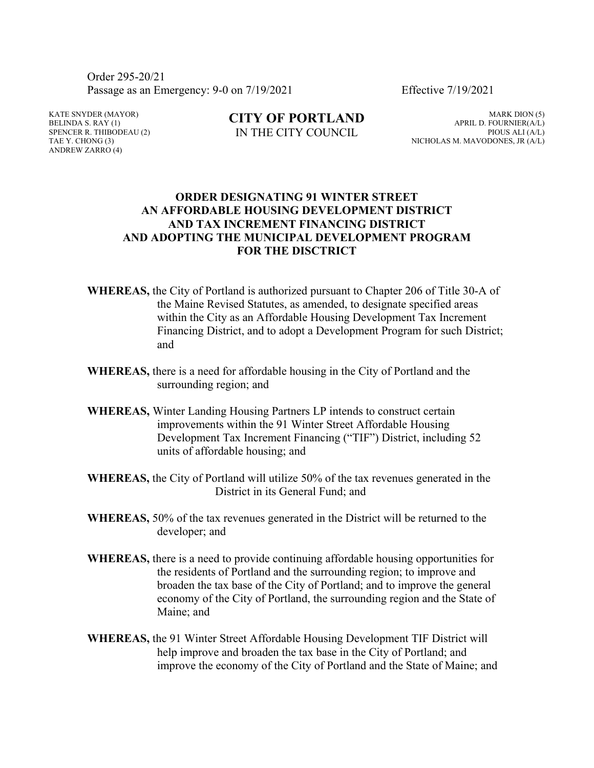Order 295-20/21
Passage as an Emergency: 9-0 on 7/19/2021 Effective 7/19/2021

KATE SNYDER (MAYOR)
BELINDA S. RAY (1)
SPENCER R. THIBODEAU (2)
TAE Y. CHONG (3)
ANDREW ZARRO (4)

**CITY OF PORTLAND**
IN THE CITY COUNCIL

MARK DION (5)
APRIL D. FOURNIER(A/L)
PIOUS ALI (A/L)
NICHOLAS M. MAVODONES, JR (A/L)

## ORDER DESIGNATING 91 WINTER STREET AN AFFORDABLE HOUSING DEVELOPMENT DISTRICT AND TAX INCREMENT FINANCING DISTRICT AND ADOPTING THE MUNICIPAL DEVELOPMENT PROGRAM FOR THE DISCTRICT

**WHEREAS,** the City of Portland is authorized pursuant to Chapter 206 of Title 30-A of the Maine Revised Statutes, as amended, to designate specified areas within the City as an Affordable Housing Development Tax Increment Financing District, and to adopt a Development Program for such District; and

**WHEREAS,** there is a need for affordable housing in the City of Portland and the surrounding region; and

**WHEREAS,** Winter Landing Housing Partners LP intends to construct certain improvements within the 91 Winter Street Affordable Housing Development Tax Increment Financing ("TIF") District, including 52 units of affordable housing; and

**WHEREAS,** the City of Portland will utilize 50% of the tax revenues generated in the District in its General Fund; and

**WHEREAS,** 50% of the tax revenues generated in the District will be returned to the developer; and

**WHEREAS,** there is a need to provide continuing affordable housing opportunities for the residents of Portland and the surrounding region; to improve and broaden the tax base of the City of Portland; and to improve the general economy of the City of Portland, the surrounding region and the State of Maine; and

**WHEREAS,** the 91 Winter Street Affordable Housing Development TIF District will help improve and broaden the tax base in the City of Portland; and improve the economy of the City of Portland and the State of Maine; and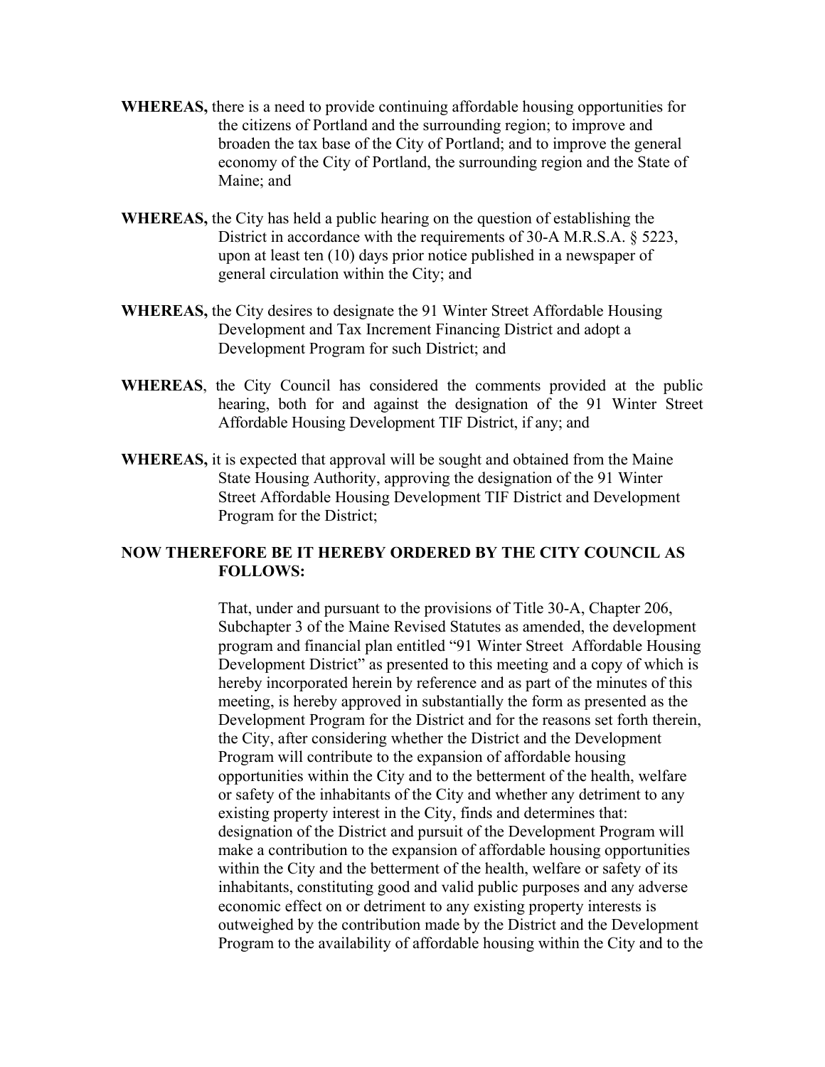**WHEREAS,** there is a need to provide continuing affordable housing opportunities for the citizens of Portland and the surrounding region; to improve and broaden the tax base of the City of Portland; and to improve the general economy of the City of Portland, the surrounding region and the State of Maine; and

**WHEREAS,** the City has held a public hearing on the question of establishing the District in accordance with the requirements of 30-A M.R.S.A. § 5223, upon at least ten (10) days prior notice published in a newspaper of general circulation within the City; and

**WHEREAS,** the City desires to designate the 91 Winter Street Affordable Housing Development and Tax Increment Financing District and adopt a Development Program for such District; and

**WHEREAS**, the City Council has considered the comments provided at the public hearing, both for and against the designation of the 91 Winter Street Affordable Housing Development TIF District, if any; and

**WHEREAS,** it is expected that approval will be sought and obtained from the Maine State Housing Authority, approving the designation of the 91 Winter Street Affordable Housing Development TIF District and Development Program for the District;

**NOW THEREFORE BE IT HEREBY ORDERED BY THE CITY COUNCIL AS FOLLOWS:**

That, under and pursuant to the provisions of Title 30-A, Chapter 206, Subchapter 3 of the Maine Revised Statutes as amended, the development program and financial plan entitled "91 Winter Street Affordable Housing Development District" as presented to this meeting and a copy of which is hereby incorporated herein by reference and as part of the minutes of this meeting, is hereby approved in substantially the form as presented as the Development Program for the District and for the reasons set forth therein, the City, after considering whether the District and the Development Program will contribute to the expansion of affordable housing opportunities within the City and to the betterment of the health, welfare or safety of the inhabitants of the City and whether any detriment to any existing property interest in the City, finds and determines that: designation of the District and pursuit of the Development Program will make a contribution to the expansion of affordable housing opportunities within the City and the betterment of the health, welfare or safety of its inhabitants, constituting good and valid public purposes and any adverse economic effect on or detriment to any existing property interests is outweighed by the contribution made by the District and the Development Program to the availability of affordable housing within the City and to the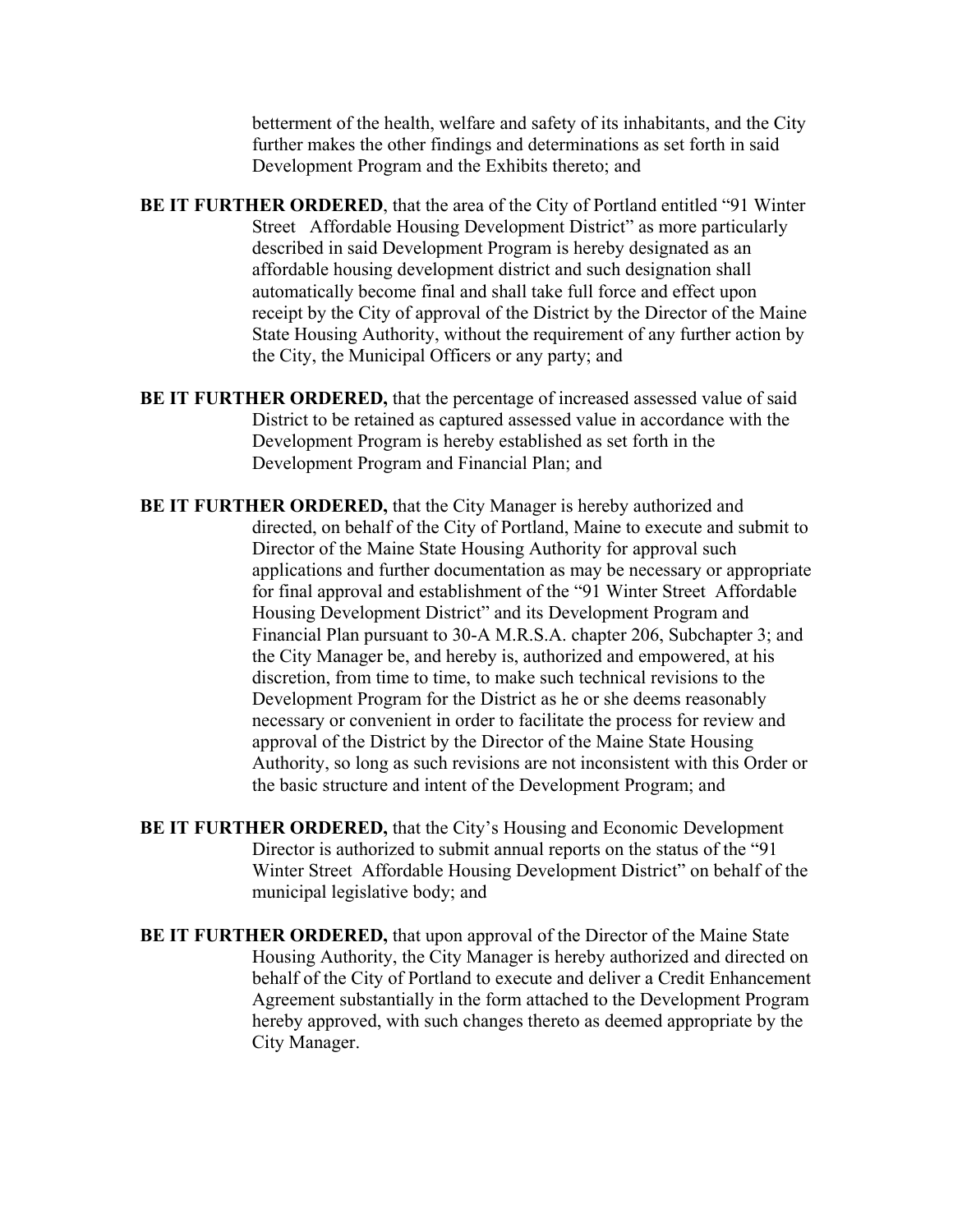betterment of the health, welfare and safety of its inhabitants, and the City further makes the other findings and determinations as set forth in said Development Program and the Exhibits thereto; and

**BE IT FURTHER ORDERED**, that the area of the City of Portland entitled "91 Winter Street Affordable Housing Development District" as more particularly described in said Development Program is hereby designated as an affordable housing development district and such designation shall automatically become final and shall take full force and effect upon receipt by the City of approval of the District by the Director of the Maine State Housing Authority, without the requirement of any further action by the City, the Municipal Officers or any party; and

**BE IT FURTHER ORDERED,** that the percentage of increased assessed value of said District to be retained as captured assessed value in accordance with the Development Program is hereby established as set forth in the Development Program and Financial Plan; and

**BE IT FURTHER ORDERED,** that the City Manager is hereby authorized and directed, on behalf of the City of Portland, Maine to execute and submit to Director of the Maine State Housing Authority for approval such applications and further documentation as may be necessary or appropriate for final approval and establishment of the "91 Winter Street Affordable Housing Development District" and its Development Program and Financial Plan pursuant to 30-A M.R.S.A. chapter 206, Subchapter 3; and the City Manager be, and hereby is, authorized and empowered, at his discretion, from time to time, to make such technical revisions to the Development Program for the District as he or she deems reasonably necessary or convenient in order to facilitate the process for review and approval of the District by the Director of the Maine State Housing Authority, so long as such revisions are not inconsistent with this Order or the basic structure and intent of the Development Program; and

**BE IT FURTHER ORDERED,** that the City's Housing and Economic Development Director is authorized to submit annual reports on the status of the "91 Winter Street Affordable Housing Development District" on behalf of the municipal legislative body; and

**BE IT FURTHER ORDERED,** that upon approval of the Director of the Maine State Housing Authority, the City Manager is hereby authorized and directed on behalf of the City of Portland to execute and deliver a Credit Enhancement Agreement substantially in the form attached to the Development Program hereby approved, with such changes thereto as deemed appropriate by the City Manager.